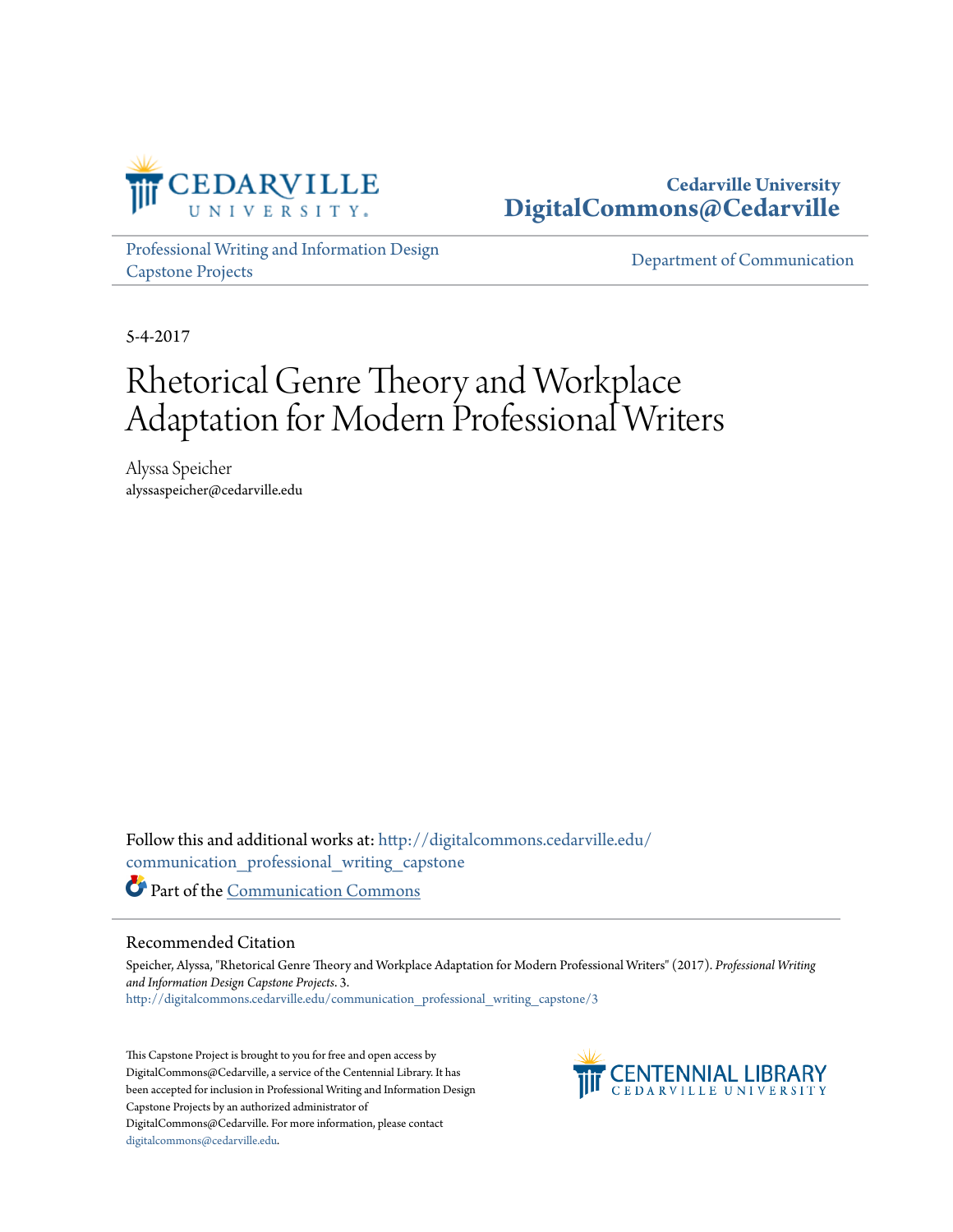Cedarville University
DigitalCommons@Cedarville

Professional Writing and Information Design Capstone Projects

Department of Communication

5-4-2017

# Rhetorical Genre Theory and Workplace Adaptation for Modern Professional Writers

Alyssa Speicher
alyssaspeicher@cedarville.edu

Follow this and additional works at: http://digitalcommons.cedarville.edu/communication_professional_writing_capstone

Part of the Communication Commons

## Recommended Citation

Speicher, Alyssa, "Rhetorical Genre Theory and Workplace Adaptation for Modern Professional Writers" (2017). *Professional Writing and Information Design Capstone Projects*. 3.
http://digitalcommons.cedarville.edu/communication_professional_writing_capstone/3

This Capstone Project is brought to you for free and open access by DigitalCommons@Cedarville, a service of the Centennial Library. It has been accepted for inclusion in Professional Writing and Information Design Capstone Projects by an authorized administrator of DigitalCommons@Cedarville. For more information, please contact digitalcommons@cedarville.edu.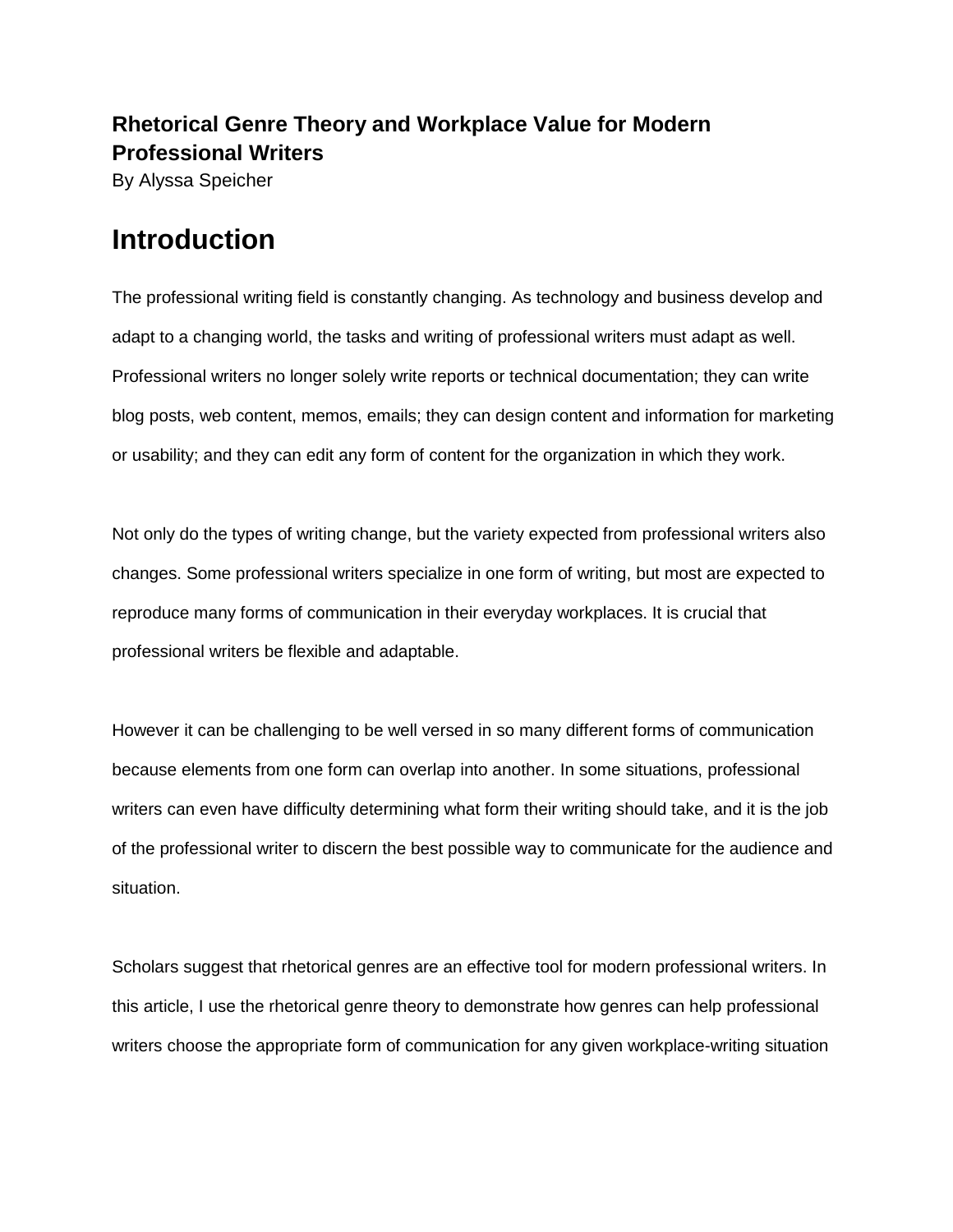**Rhetorical Genre Theory and Workplace Value for Modern Professional Writers**

By Alyssa Speicher

# Introduction

The professional writing field is constantly changing. As technology and business develop and adapt to a changing world, the tasks and writing of professional writers must adapt as well. Professional writers no longer solely write reports or technical documentation; they can write blog posts, web content, memos, emails; they can design content and information for marketing or usability; and they can edit any form of content for the organization in which they work.

Not only do the types of writing change, but the variety expected from professional writers also changes. Some professional writers specialize in one form of writing, but most are expected to reproduce many forms of communication in their everyday workplaces. It is crucial that professional writers be flexible and adaptable.

However it can be challenging to be well versed in so many different forms of communication because elements from one form can overlap into another. In some situations, professional writers can even have difficulty determining what form their writing should take, and it is the job of the professional writer to discern the best possible way to communicate for the audience and situation.

Scholars suggest that rhetorical genres are an effective tool for modern professional writers. In this article, I use the rhetorical genre theory to demonstrate how genres can help professional writers choose the appropriate form of communication for any given workplace-writing situation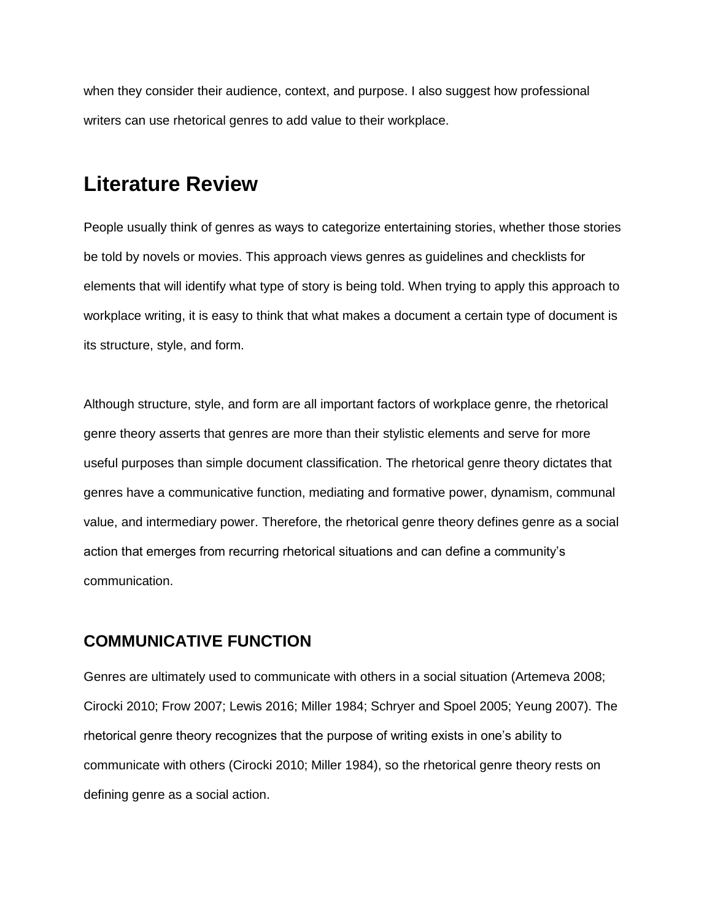when they consider their audience, context, and purpose. I also suggest how professional writers can use rhetorical genres to add value to their workplace.

## Literature Review

People usually think of genres as ways to categorize entertaining stories, whether those stories be told by novels or movies. This approach views genres as guidelines and checklists for elements that will identify what type of story is being told. When trying to apply this approach to workplace writing, it is easy to think that what makes a document a certain type of document is its structure, style, and form.

Although structure, style, and form are all important factors of workplace genre, the rhetorical genre theory asserts that genres are more than their stylistic elements and serve for more useful purposes than simple document classification. The rhetorical genre theory dictates that genres have a communicative function, mediating and formative power, dynamism, communal value, and intermediary power. Therefore, the rhetorical genre theory defines genre as a social action that emerges from recurring rhetorical situations and can define a community's communication.

### COMMUNICATIVE FUNCTION

Genres are ultimately used to communicate with others in a social situation (Artemeva 2008; Cirocki 2010; Frow 2007; Lewis 2016; Miller 1984; Schryer and Spoel 2005; Yeung 2007). The rhetorical genre theory recognizes that the purpose of writing exists in one's ability to communicate with others (Cirocki 2010; Miller 1984), so the rhetorical genre theory rests on defining genre as a social action.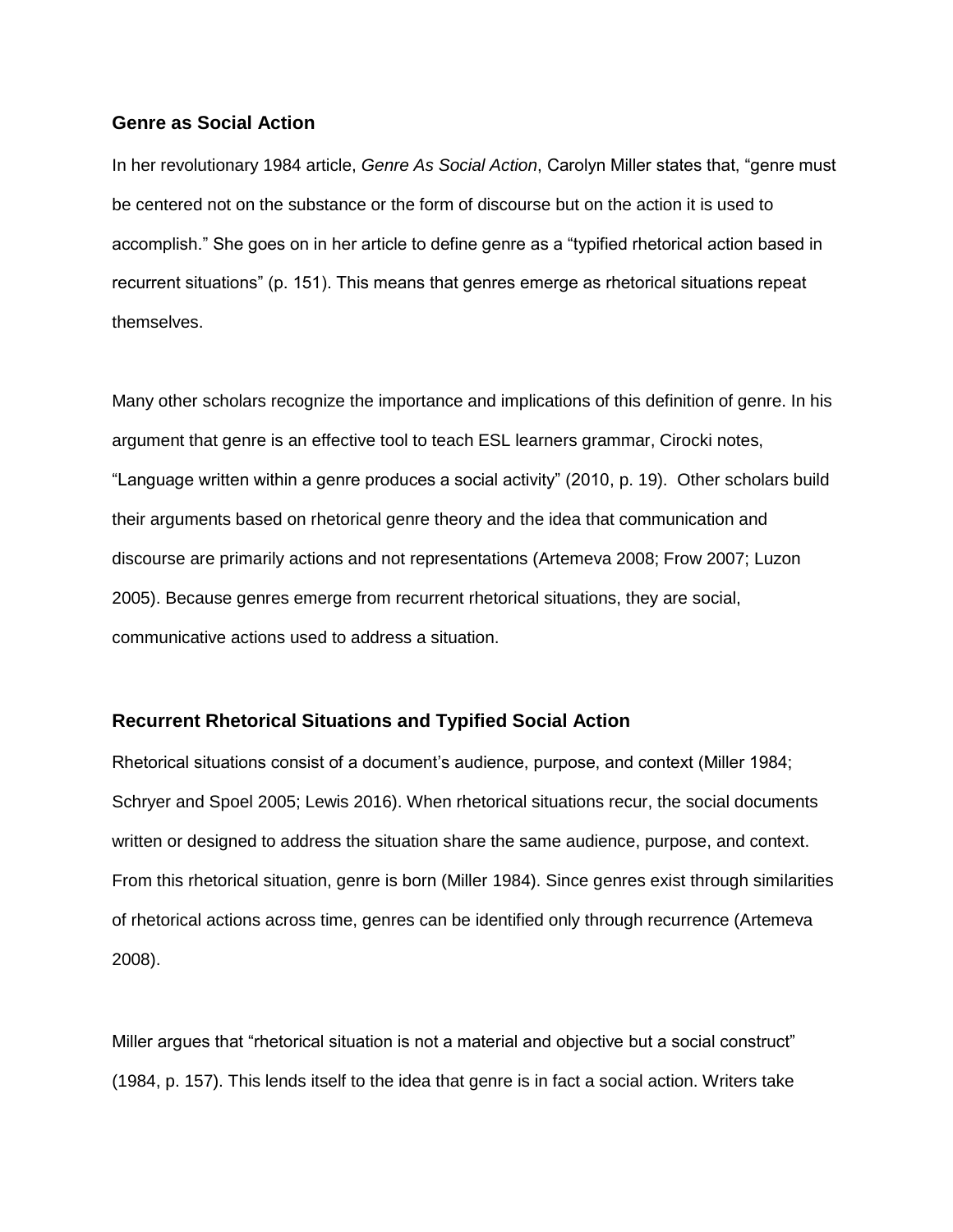## Genre as Social Action

In her revolutionary 1984 article, *Genre As Social Action*, Carolyn Miller states that, "genre must be centered not on the substance or the form of discourse but on the action it is used to accomplish." She goes on in her article to define genre as a "typified rhetorical action based in recurrent situations" (p. 151). This means that genres emerge as rhetorical situations repeat themselves.

Many other scholars recognize the importance and implications of this definition of genre. In his argument that genre is an effective tool to teach ESL learners grammar, Cirocki notes, "Language written within a genre produces a social activity" (2010, p. 19). Other scholars build their arguments based on rhetorical genre theory and the idea that communication and discourse are primarily actions and not representations (Artemeva 2008; Frow 2007; Luzon 2005). Because genres emerge from recurrent rhetorical situations, they are social, communicative actions used to address a situation.

## Recurrent Rhetorical Situations and Typified Social Action

Rhetorical situations consist of a document's audience, purpose, and context (Miller 1984; Schryer and Spoel 2005; Lewis 2016). When rhetorical situations recur, the social documents written or designed to address the situation share the same audience, purpose, and context. From this rhetorical situation, genre is born (Miller 1984). Since genres exist through similarities of rhetorical actions across time, genres can be identified only through recurrence (Artemeva 2008).

Miller argues that "rhetorical situation is not a material and objective but a social construct" (1984, p. 157). This lends itself to the idea that genre is in fact a social action. Writers take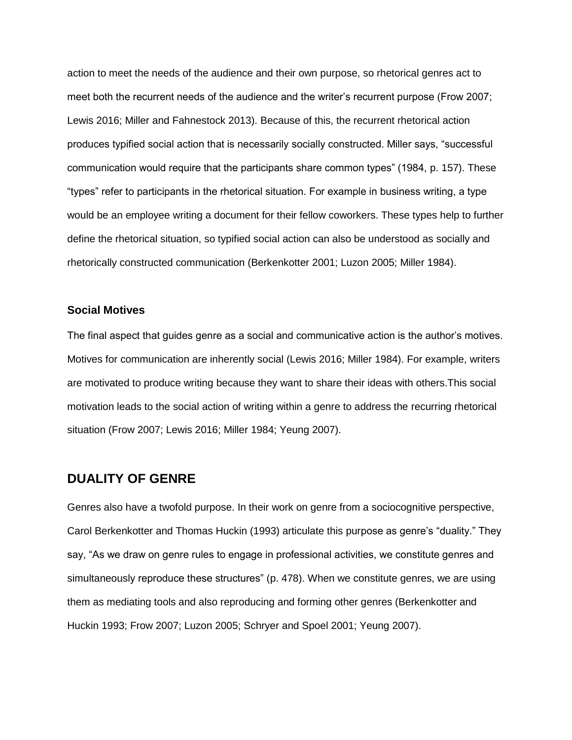action to meet the needs of the audience and their own purpose, so rhetorical genres act to meet both the recurrent needs of the audience and the writer's recurrent purpose (Frow 2007; Lewis 2016; Miller and Fahnestock 2013). Because of this, the recurrent rhetorical action produces typified social action that is necessarily socially constructed. Miller says, "successful communication would require that the participants share common types" (1984, p. 157). These "types" refer to participants in the rhetorical situation. For example in business writing, a type would be an employee writing a document for their fellow coworkers. These types help to further define the rhetorical situation, so typified social action can also be understood as socially and rhetorically constructed communication (Berkenkotter 2001; Luzon 2005; Miller 1984).

### Social Motives

The final aspect that guides genre as a social and communicative action is the author's motives. Motives for communication are inherently social (Lewis 2016; Miller 1984). For example, writers are motivated to produce writing because they want to share their ideas with others.This social motivation leads to the social action of writing within a genre to address the recurring rhetorical situation (Frow 2007; Lewis 2016; Miller 1984; Yeung 2007).

## DUALITY OF GENRE

Genres also have a twofold purpose. In their work on genre from a sociocognitive perspective, Carol Berkenkotter and Thomas Huckin (1993) articulate this purpose as genre's "duality." They say, "As we draw on genre rules to engage in professional activities, we constitute genres and simultaneously reproduce these structures" (p. 478). When we constitute genres, we are using them as mediating tools and also reproducing and forming other genres (Berkenkotter and Huckin 1993; Frow 2007; Luzon 2005; Schryer and Spoel 2001; Yeung 2007).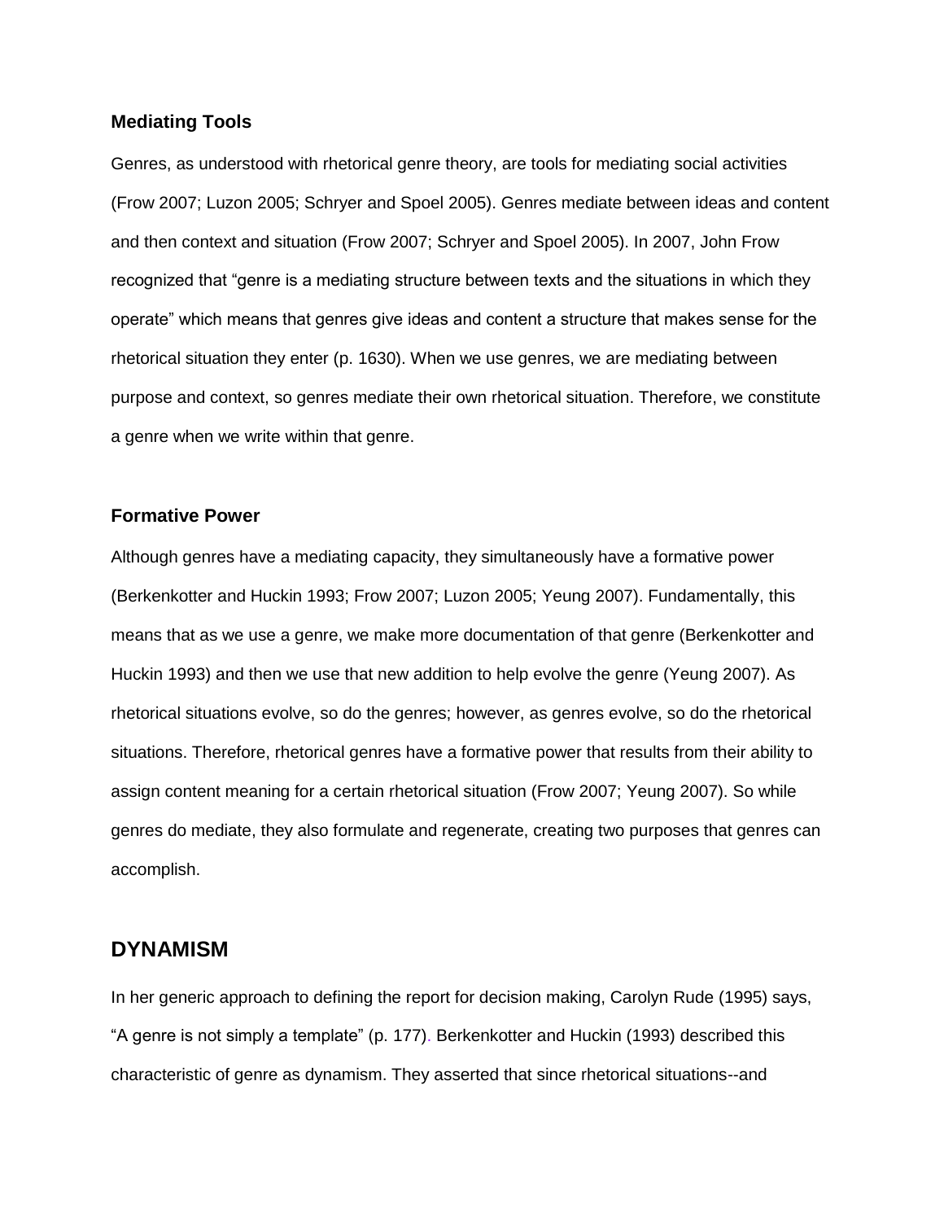### Mediating Tools

Genres, as understood with rhetorical genre theory, are tools for mediating social activities (Frow 2007; Luzon 2005; Schryer and Spoel 2005). Genres mediate between ideas and content and then context and situation (Frow 2007; Schryer and Spoel 2005). In 2007, John Frow recognized that "genre is a mediating structure between texts and the situations in which they operate" which means that genres give ideas and content a structure that makes sense for the rhetorical situation they enter (p. 1630). When we use genres, we are mediating between purpose and context, so genres mediate their own rhetorical situation. Therefore, we constitute a genre when we write within that genre.

### Formative Power

Although genres have a mediating capacity, they simultaneously have a formative power (Berkenkotter and Huckin 1993; Frow 2007; Luzon 2005; Yeung 2007). Fundamentally, this means that as we use a genre, we make more documentation of that genre (Berkenkotter and Huckin 1993) and then we use that new addition to help evolve the genre (Yeung 2007). As rhetorical situations evolve, so do the genres; however, as genres evolve, so do the rhetorical situations. Therefore, rhetorical genres have a formative power that results from their ability to assign content meaning for a certain rhetorical situation (Frow 2007; Yeung 2007). So while genres do mediate, they also formulate and regenerate, creating two purposes that genres can accomplish.

## DYNAMISM

In her generic approach to defining the report for decision making, Carolyn Rude (1995) says, "A genre is not simply a template" (p. 177). Berkenkotter and Huckin (1993) described this characteristic of genre as dynamism. They asserted that since rhetorical situations--and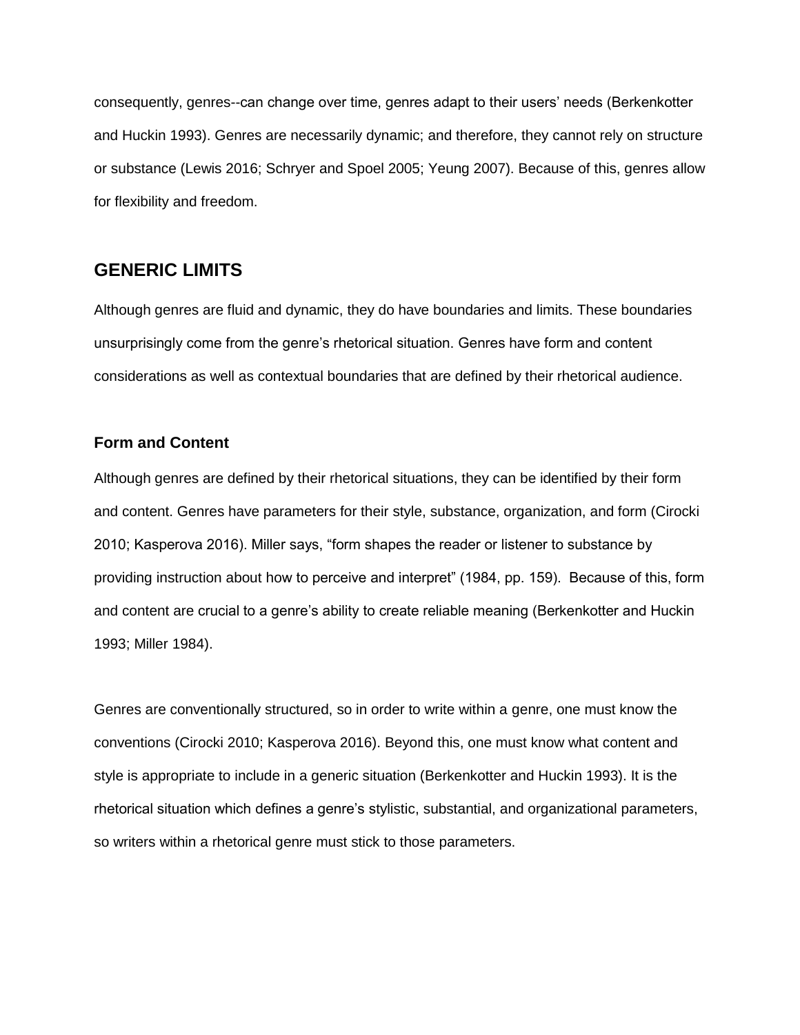consequently, genres--can change over time, genres adapt to their users' needs (Berkenkotter and Huckin 1993). Genres are necessarily dynamic; and therefore, they cannot rely on structure or substance (Lewis 2016; Schryer and Spoel 2005; Yeung 2007). Because of this, genres allow for flexibility and freedom.

## GENERIC LIMITS

Although genres are fluid and dynamic, they do have boundaries and limits. These boundaries unsurprisingly come from the genre's rhetorical situation. Genres have form and content considerations as well as contextual boundaries that are defined by their rhetorical audience.

### Form and Content

Although genres are defined by their rhetorical situations, they can be identified by their form and content. Genres have parameters for their style, substance, organization, and form (Cirocki 2010; Kasperova 2016). Miller says, "form shapes the reader or listener to substance by providing instruction about how to perceive and interpret" (1984, pp. 159). Because of this, form and content are crucial to a genre's ability to create reliable meaning (Berkenkotter and Huckin 1993; Miller 1984).

Genres are conventionally structured, so in order to write within a genre, one must know the conventions (Cirocki 2010; Kasperova 2016). Beyond this, one must know what content and style is appropriate to include in a generic situation (Berkenkotter and Huckin 1993). It is the rhetorical situation which defines a genre's stylistic, substantial, and organizational parameters, so writers within a rhetorical genre must stick to those parameters.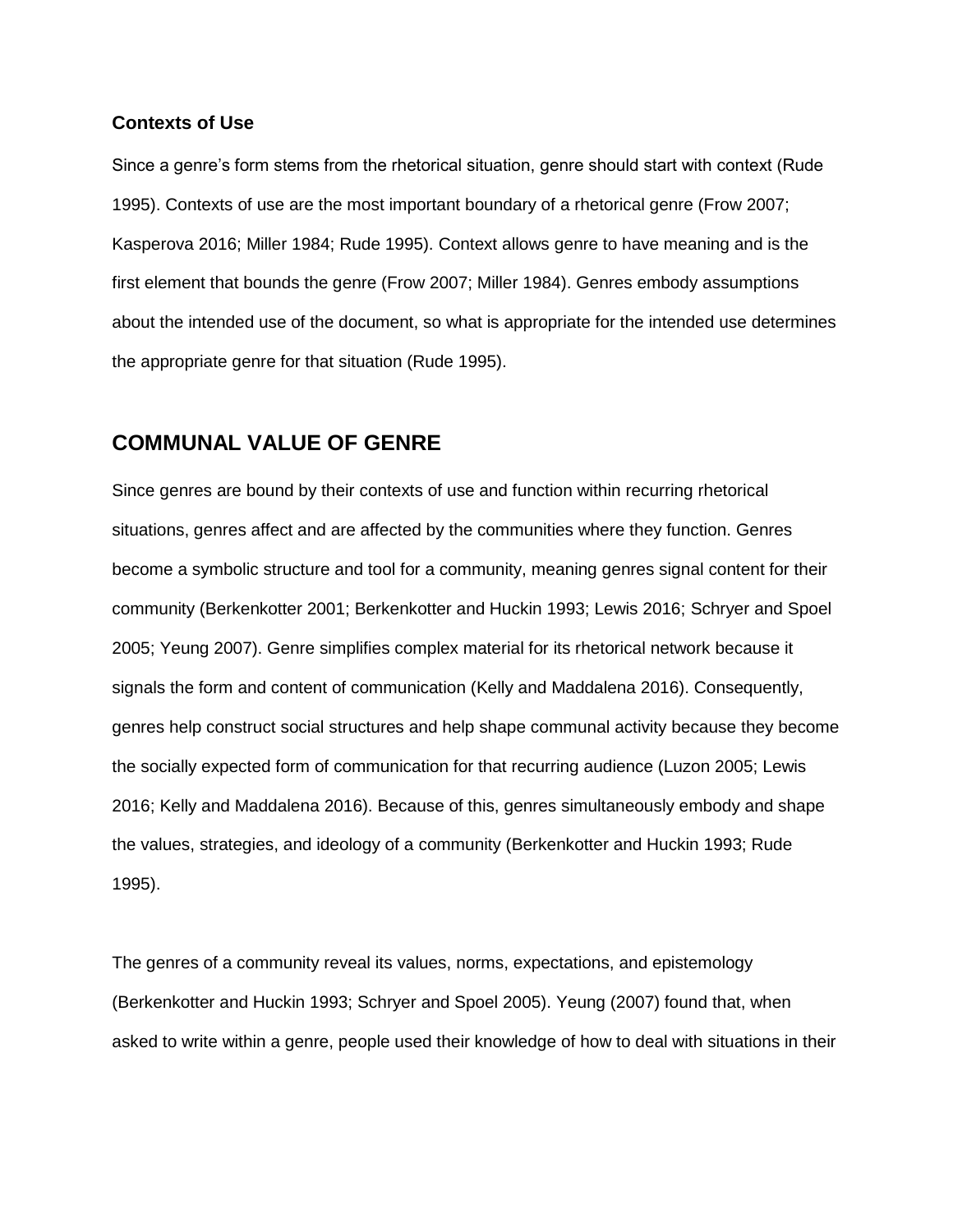### Contexts of Use

Since a genre's form stems from the rhetorical situation, genre should start with context (Rude 1995). Contexts of use are the most important boundary of a rhetorical genre (Frow 2007; Kasperova 2016; Miller 1984; Rude 1995). Context allows genre to have meaning and is the first element that bounds the genre (Frow 2007; Miller 1984). Genres embody assumptions about the intended use of the document, so what is appropriate for the intended use determines the appropriate genre for that situation (Rude 1995).

## COMMUNAL VALUE OF GENRE

Since genres are bound by their contexts of use and function within recurring rhetorical situations, genres affect and are affected by the communities where they function. Genres become a symbolic structure and tool for a community, meaning genres signal content for their community (Berkenkotter 2001; Berkenkotter and Huckin 1993; Lewis 2016; Schryer and Spoel 2005; Yeung 2007). Genre simplifies complex material for its rhetorical network because it signals the form and content of communication (Kelly and Maddalena 2016). Consequently, genres help construct social structures and help shape communal activity because they become the socially expected form of communication for that recurring audience (Luzon 2005; Lewis 2016; Kelly and Maddalena 2016). Because of this, genres simultaneously embody and shape the values, strategies, and ideology of a community (Berkenkotter and Huckin 1993; Rude 1995).

The genres of a community reveal its values, norms, expectations, and epistemology (Berkenkotter and Huckin 1993; Schryer and Spoel 2005). Yeung (2007) found that, when asked to write within a genre, people used their knowledge of how to deal with situations in their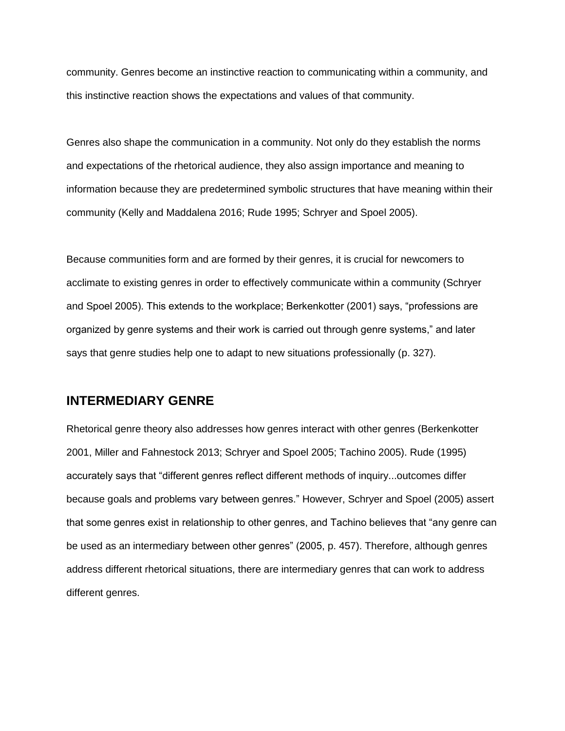community. Genres become an instinctive reaction to communicating within a community, and this instinctive reaction shows the expectations and values of that community.

Genres also shape the communication in a community. Not only do they establish the norms and expectations of the rhetorical audience, they also assign importance and meaning to information because they are predetermined symbolic structures that have meaning within their community (Kelly and Maddalena 2016; Rude 1995; Schryer and Spoel 2005).

Because communities form and are formed by their genres, it is crucial for newcomers to acclimate to existing genres in order to effectively communicate within a community (Schryer and Spoel 2005). This extends to the workplace; Berkenkotter (2001) says, "professions are organized by genre systems and their work is carried out through genre systems," and later says that genre studies help one to adapt to new situations professionally (p. 327).

## INTERMEDIARY GENRE

Rhetorical genre theory also addresses how genres interact with other genres (Berkenkotter 2001, Miller and Fahnestock 2013; Schryer and Spoel 2005; Tachino 2005). Rude (1995) accurately says that "different genres reflect different methods of inquiry...outcomes differ because goals and problems vary between genres." However, Schryer and Spoel (2005) assert that some genres exist in relationship to other genres, and Tachino believes that "any genre can be used as an intermediary between other genres" (2005, p. 457). Therefore, although genres address different rhetorical situations, there are intermediary genres that can work to address different genres.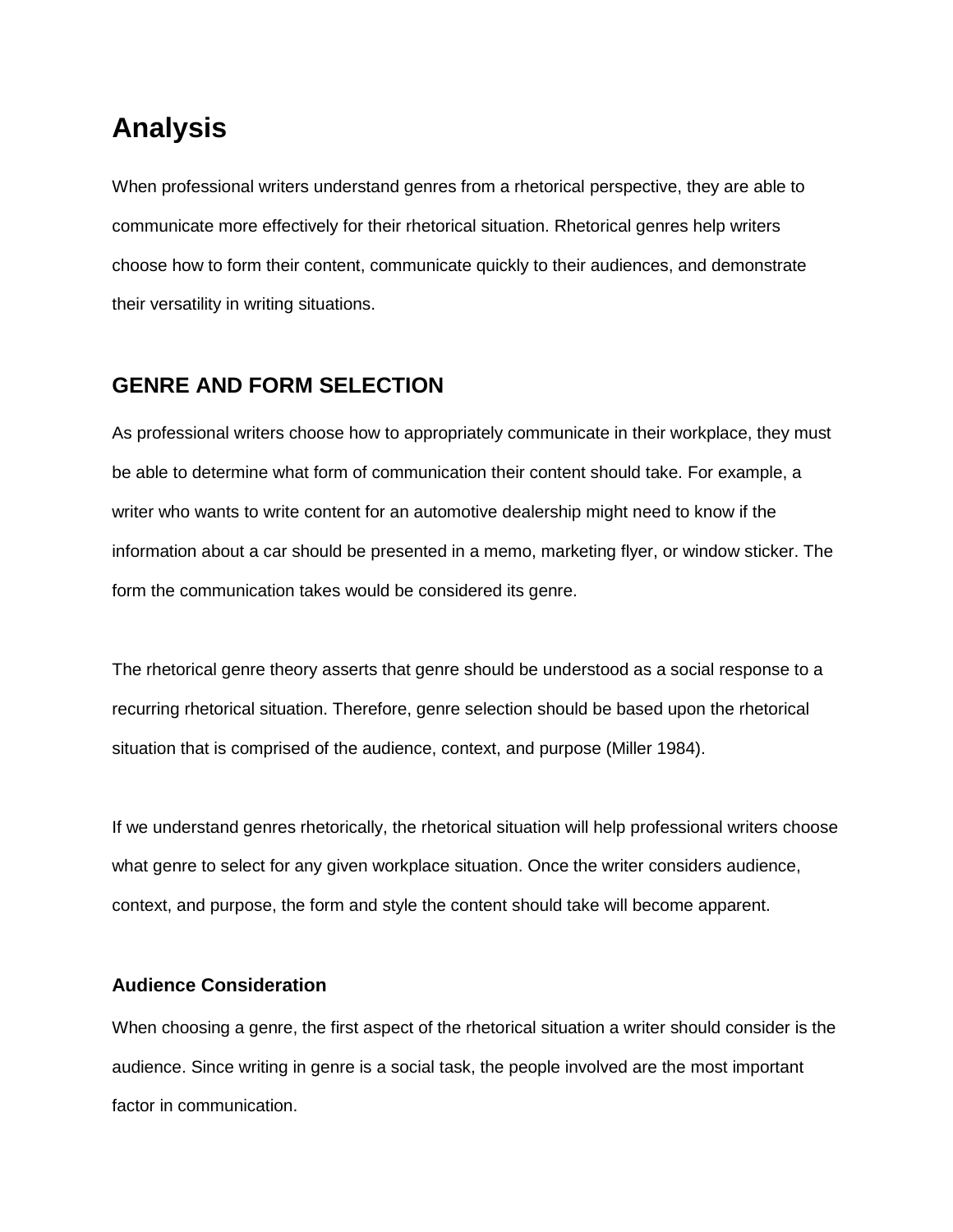# Analysis

When professional writers understand genres from a rhetorical perspective, they are able to communicate more effectively for their rhetorical situation. Rhetorical genres help writers choose how to form their content, communicate quickly to their audiences, and demonstrate their versatility in writing situations.

## GENRE AND FORM SELECTION

As professional writers choose how to appropriately communicate in their workplace, they must be able to determine what form of communication their content should take. For example, a writer who wants to write content for an automotive dealership might need to know if the information about a car should be presented in a memo, marketing flyer, or window sticker. The form the communication takes would be considered its genre.

The rhetorical genre theory asserts that genre should be understood as a social response to a recurring rhetorical situation. Therefore, genre selection should be based upon the rhetorical situation that is comprised of the audience, context, and purpose (Miller 1984).

If we understand genres rhetorically, the rhetorical situation will help professional writers choose what genre to select for any given workplace situation. Once the writer considers audience, context, and purpose, the form and style the content should take will become apparent.

### Audience Consideration

When choosing a genre, the first aspect of the rhetorical situation a writer should consider is the audience. Since writing in genre is a social task, the people involved are the most important factor in communication.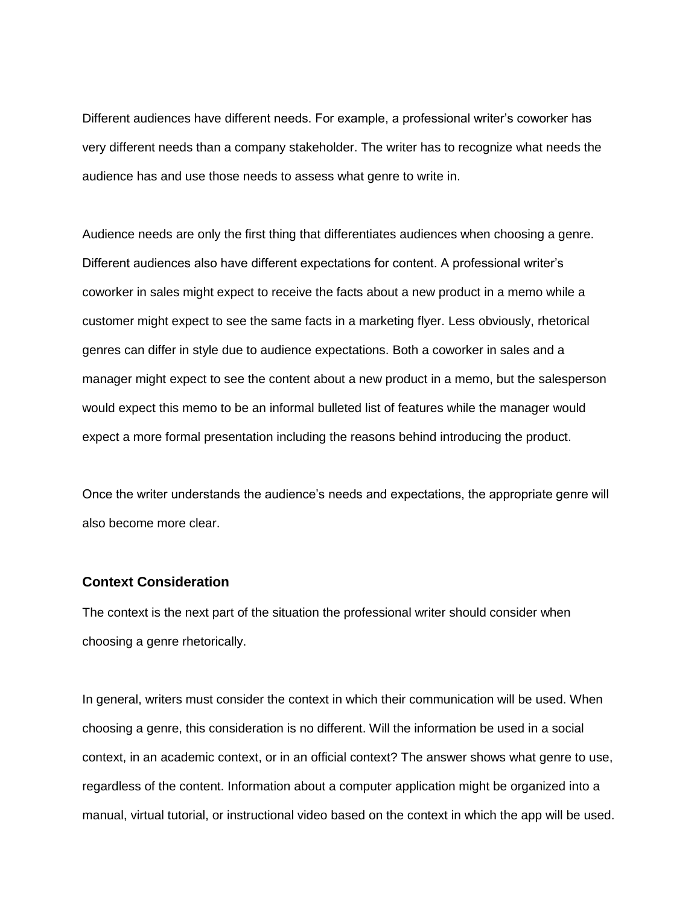Different audiences have different needs. For example, a professional writer's coworker has very different needs than a company stakeholder. The writer has to recognize what needs the audience has and use those needs to assess what genre to write in.

Audience needs are only the first thing that differentiates audiences when choosing a genre. Different audiences also have different expectations for content. A professional writer's coworker in sales might expect to receive the facts about a new product in a memo while a customer might expect to see the same facts in a marketing flyer. Less obviously, rhetorical genres can differ in style due to audience expectations. Both a coworker in sales and a manager might expect to see the content about a new product in a memo, but the salesperson would expect this memo to be an informal bulleted list of features while the manager would expect a more formal presentation including the reasons behind introducing the product.

Once the writer understands the audience's needs and expectations, the appropriate genre will also become more clear.

### Context Consideration

The context is the next part of the situation the professional writer should consider when choosing a genre rhetorically.

In general, writers must consider the context in which their communication will be used. When choosing a genre, this consideration is no different. Will the information be used in a social context, in an academic context, or in an official context? The answer shows what genre to use, regardless of the content. Information about a computer application might be organized into a manual, virtual tutorial, or instructional video based on the context in which the app will be used.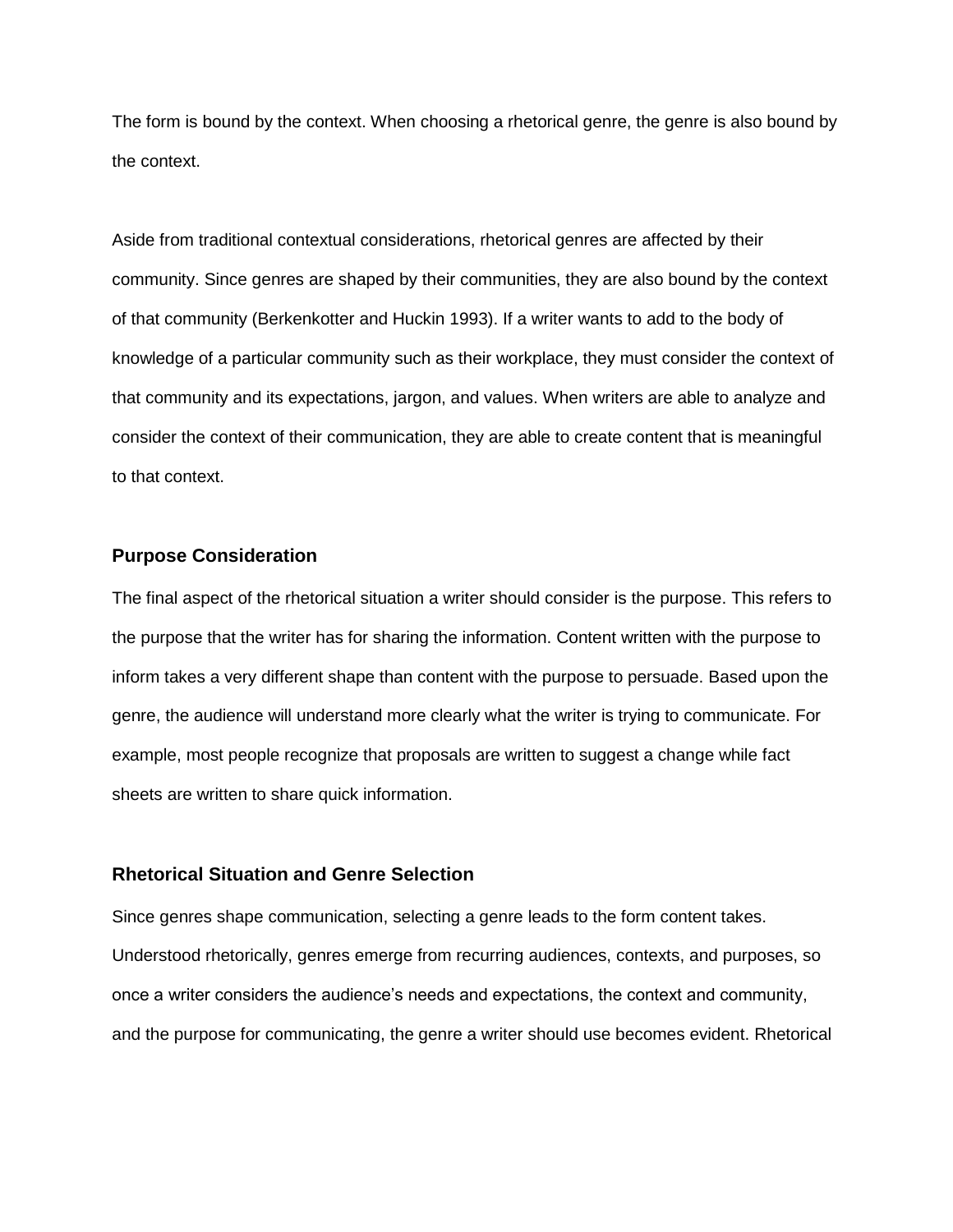The form is bound by the context. When choosing a rhetorical genre, the genre is also bound by the context.

Aside from traditional contextual considerations, rhetorical genres are affected by their community. Since genres are shaped by their communities, they are also bound by the context of that community (Berkenkotter and Huckin 1993). If a writer wants to add to the body of knowledge of a particular community such as their workplace, they must consider the context of that community and its expectations, jargon, and values. When writers are able to analyze and consider the context of their communication, they are able to create content that is meaningful to that context.

### Purpose Consideration

The final aspect of the rhetorical situation a writer should consider is the purpose. This refers to the purpose that the writer has for sharing the information. Content written with the purpose to inform takes a very different shape than content with the purpose to persuade. Based upon the genre, the audience will understand more clearly what the writer is trying to communicate. For example, most people recognize that proposals are written to suggest a change while fact sheets are written to share quick information.

### Rhetorical Situation and Genre Selection

Since genres shape communication, selecting a genre leads to the form content takes. Understood rhetorically, genres emerge from recurring audiences, contexts, and purposes, so once a writer considers the audience's needs and expectations, the context and community, and the purpose for communicating, the genre a writer should use becomes evident. Rhetorical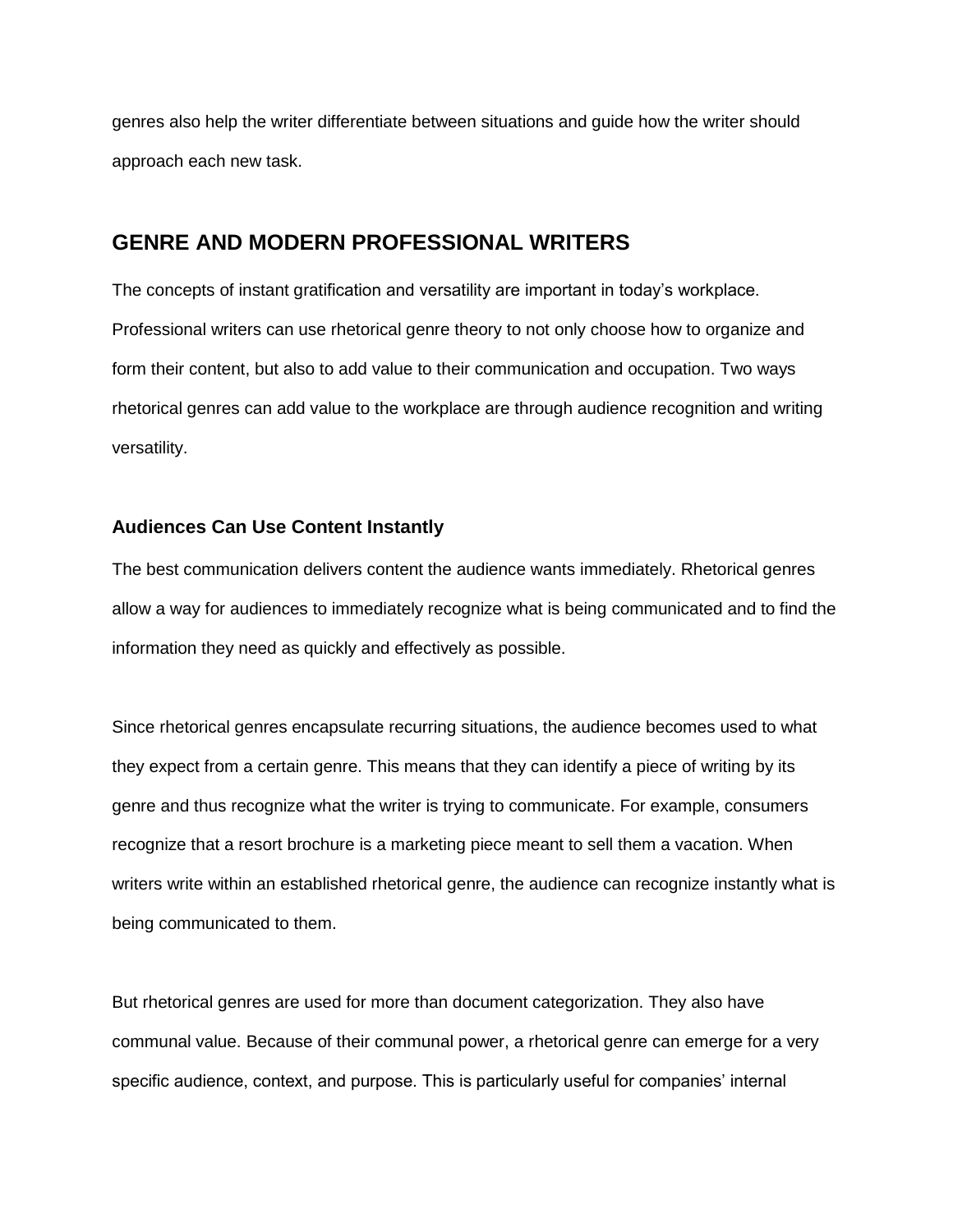genres also help the writer differentiate between situations and guide how the writer should approach each new task.

## GENRE AND MODERN PROFESSIONAL WRITERS

The concepts of instant gratification and versatility are important in today's workplace. Professional writers can use rhetorical genre theory to not only choose how to organize and form their content, but also to add value to their communication and occupation. Two ways rhetorical genres can add value to the workplace are through audience recognition and writing versatility.

### Audiences Can Use Content Instantly

The best communication delivers content the audience wants immediately. Rhetorical genres allow a way for audiences to immediately recognize what is being communicated and to find the information they need as quickly and effectively as possible.

Since rhetorical genres encapsulate recurring situations, the audience becomes used to what they expect from a certain genre. This means that they can identify a piece of writing by its genre and thus recognize what the writer is trying to communicate. For example, consumers recognize that a resort brochure is a marketing piece meant to sell them a vacation. When writers write within an established rhetorical genre, the audience can recognize instantly what is being communicated to them.

But rhetorical genres are used for more than document categorization. They also have communal value. Because of their communal power, a rhetorical genre can emerge for a very specific audience, context, and purpose. This is particularly useful for companies' internal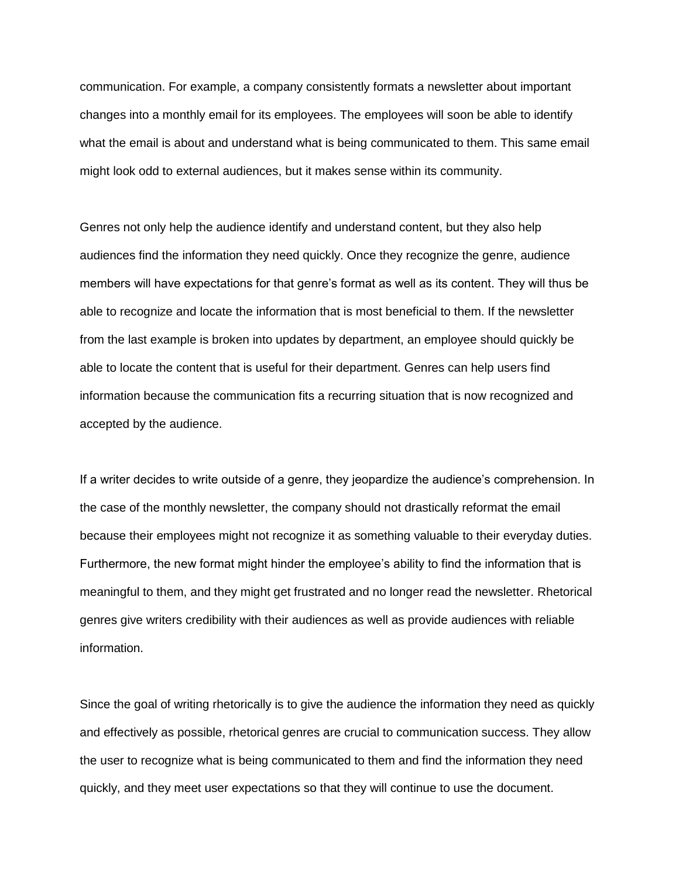communication. For example, a company consistently formats a newsletter about important changes into a monthly email for its employees. The employees will soon be able to identify what the email is about and understand what is being communicated to them. This same email might look odd to external audiences, but it makes sense within its community.

Genres not only help the audience identify and understand content, but they also help audiences find the information they need quickly. Once they recognize the genre, audience members will have expectations for that genre's format as well as its content. They will thus be able to recognize and locate the information that is most beneficial to them. If the newsletter from the last example is broken into updates by department, an employee should quickly be able to locate the content that is useful for their department. Genres can help users find information because the communication fits a recurring situation that is now recognized and accepted by the audience.

If a writer decides to write outside of a genre, they jeopardize the audience's comprehension. In the case of the monthly newsletter, the company should not drastically reformat the email because their employees might not recognize it as something valuable to their everyday duties. Furthermore, the new format might hinder the employee's ability to find the information that is meaningful to them, and they might get frustrated and no longer read the newsletter. Rhetorical genres give writers credibility with their audiences as well as provide audiences with reliable information.

Since the goal of writing rhetorically is to give the audience the information they need as quickly and effectively as possible, rhetorical genres are crucial to communication success. They allow the user to recognize what is being communicated to them and find the information they need quickly, and they meet user expectations so that they will continue to use the document.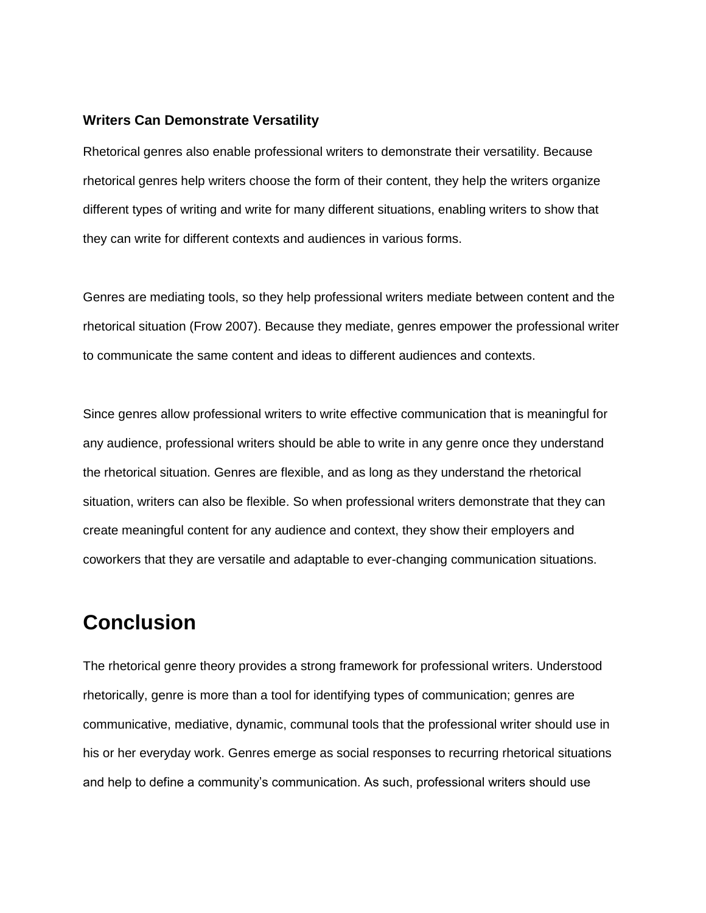### Writers Can Demonstrate Versatility

Rhetorical genres also enable professional writers to demonstrate their versatility. Because rhetorical genres help writers choose the form of their content, they help the writers organize different types of writing and write for many different situations, enabling writers to show that they can write for different contexts and audiences in various forms.

Genres are mediating tools, so they help professional writers mediate between content and the rhetorical situation (Frow 2007). Because they mediate, genres empower the professional writer to communicate the same content and ideas to different audiences and contexts.

Since genres allow professional writers to write effective communication that is meaningful for any audience, professional writers should be able to write in any genre once they understand the rhetorical situation. Genres are flexible, and as long as they understand the rhetorical situation, writers can also be flexible. So when professional writers demonstrate that they can create meaningful content for any audience and context, they show their employers and coworkers that they are versatile and adaptable to ever-changing communication situations.

## Conclusion

The rhetorical genre theory provides a strong framework for professional writers. Understood rhetorically, genre is more than a tool for identifying types of communication; genres are communicative, mediative, dynamic, communal tools that the professional writer should use in his or her everyday work. Genres emerge as social responses to recurring rhetorical situations and help to define a community's communication. As such, professional writers should use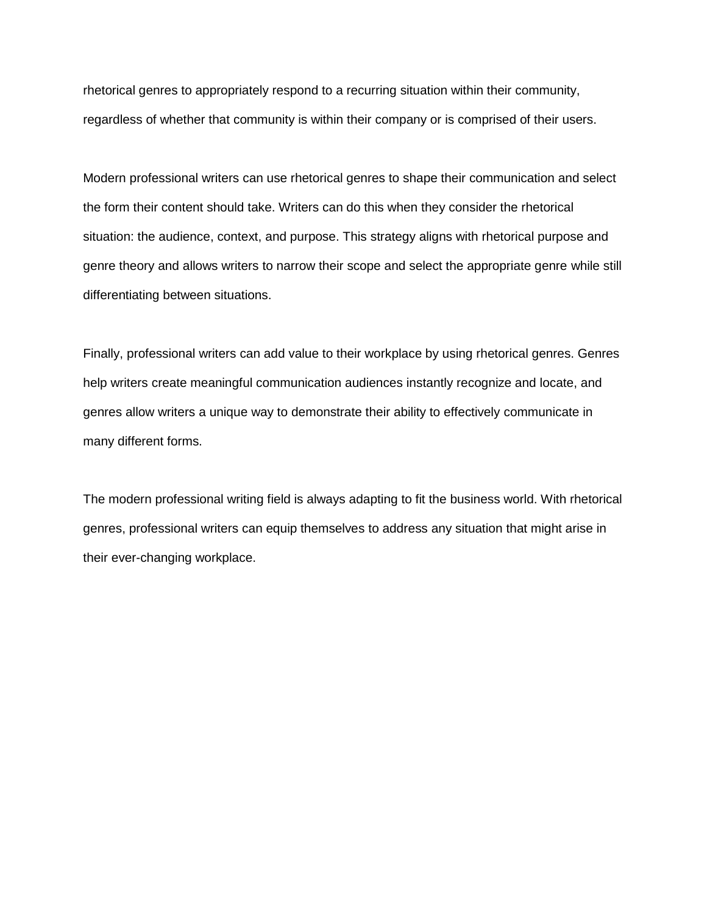rhetorical genres to appropriately respond to a recurring situation within their community, regardless of whether that community is within their company or is comprised of their users.

Modern professional writers can use rhetorical genres to shape their communication and select the form their content should take. Writers can do this when they consider the rhetorical situation: the audience, context, and purpose. This strategy aligns with rhetorical purpose and genre theory and allows writers to narrow their scope and select the appropriate genre while still differentiating between situations.

Finally, professional writers can add value to their workplace by using rhetorical genres. Genres help writers create meaningful communication audiences instantly recognize and locate, and genres allow writers a unique way to demonstrate their ability to effectively communicate in many different forms.

The modern professional writing field is always adapting to fit the business world. With rhetorical genres, professional writers can equip themselves to address any situation that might arise in their ever-changing workplace.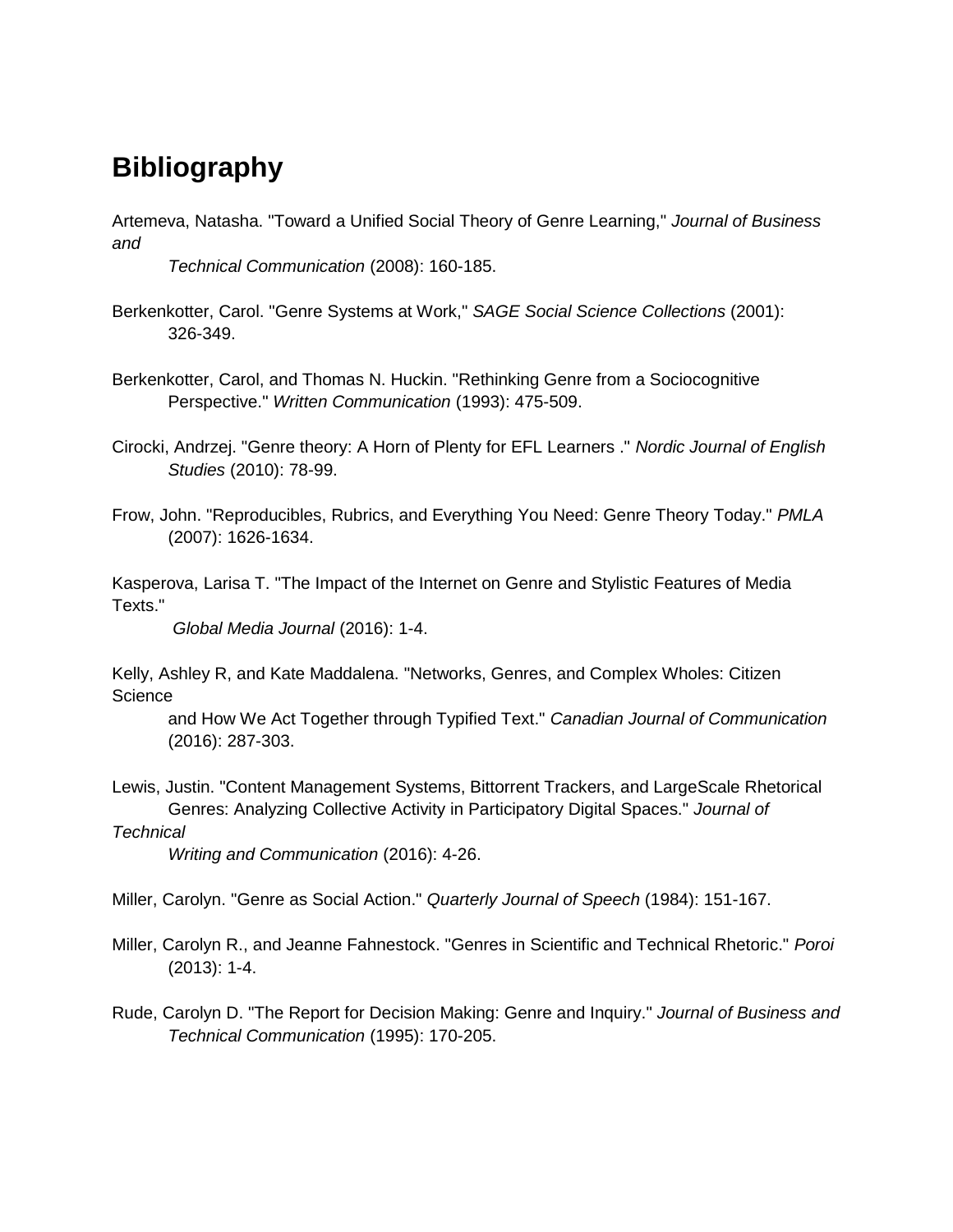# Bibliography

Artemeva, Natasha. "Toward a Unified Social Theory of Genre Learning," *Journal of Business and Technical Communication* (2008): 160-185.

Berkenkotter, Carol. "Genre Systems at Work," *SAGE Social Science Collections* (2001): 326-349.

Berkenkotter, Carol, and Thomas N. Huckin. "Rethinking Genre from a Sociocognitive Perspective." *Written Communication* (1993): 475-509.

Cirocki, Andrzej. "Genre theory: A Horn of Plenty for EFL Learners ." *Nordic Journal of English Studies* (2010): 78-99.

Frow, John. "Reproducibles, Rubrics, and Everything You Need: Genre Theory Today." *PMLA* (2007): 1626-1634.

Kasperova, Larisa T. "The Impact of the Internet on Genre and Stylistic Features of Media Texts." *Global Media Journal* (2016): 1-4.

Kelly, Ashley R, and Kate Maddalena. "Networks, Genres, and Complex Wholes: Citizen Science and How We Act Together through Typified Text." *Canadian Journal of Communication* (2016): 287-303.

Lewis, Justin. "Content Management Systems, Bittorrent Trackers, and LargeScale Rhetorical Genres: Analyzing Collective Activity in Participatory Digital Spaces." *Journal of Technical Writing and Communication* (2016): 4-26.

Miller, Carolyn. "Genre as Social Action." *Quarterly Journal of Speech* (1984): 151-167.

Miller, Carolyn R., and Jeanne Fahnestock. "Genres in Scientific and Technical Rhetoric." *Poroi* (2013): 1-4.

Rude, Carolyn D. "The Report for Decision Making: Genre and Inquiry." *Journal of Business and Technical Communication* (1995): 170-205.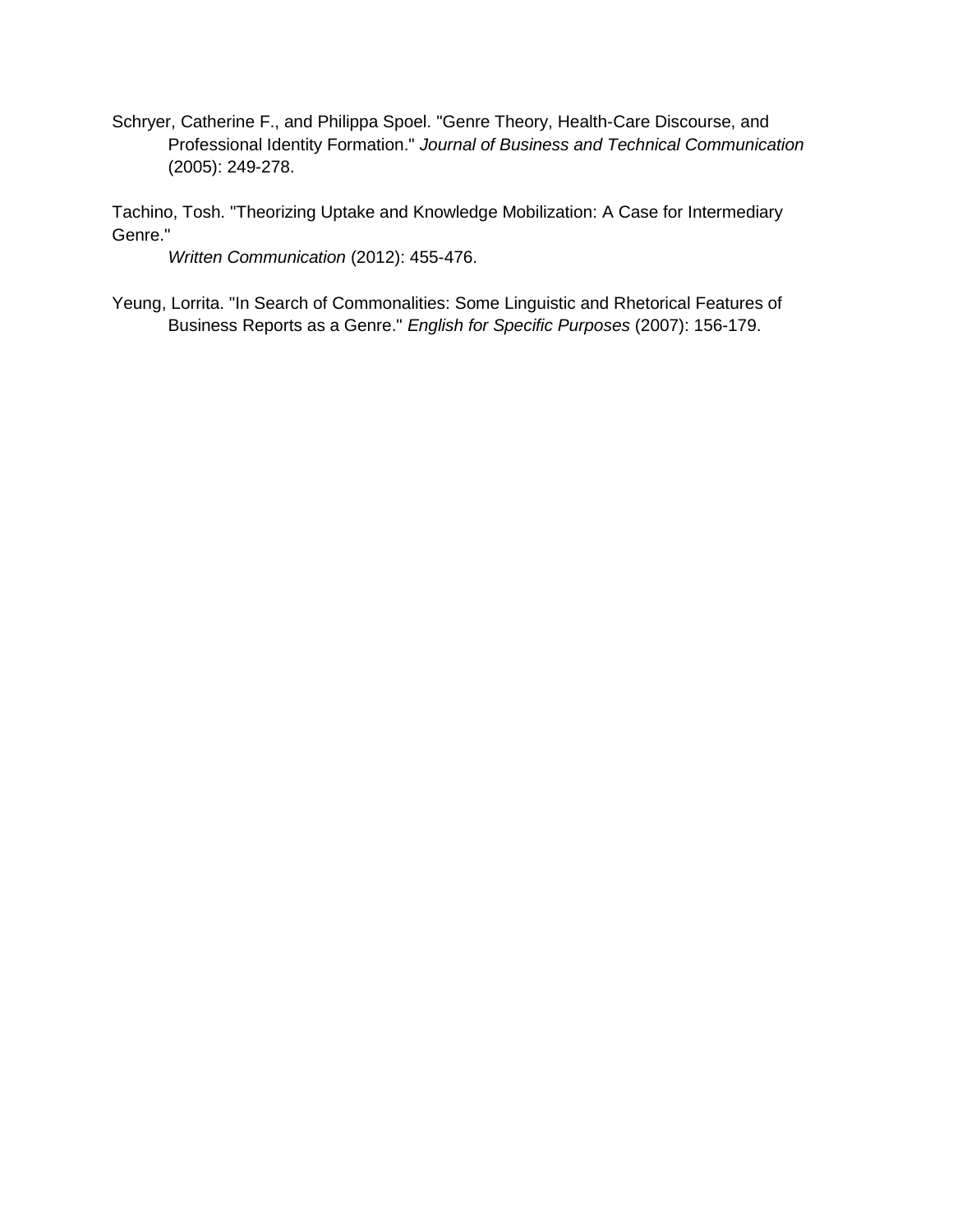Schryer, Catherine F., and Philippa Spoel. "Genre Theory, Health-Care Discourse, and Professional Identity Formation." *Journal of Business and Technical Communication* (2005): 249-278.

Tachino, Tosh. "Theorizing Uptake and Knowledge Mobilization: A Case for Intermediary Genre." *Written Communication* (2012): 455-476.

Yeung, Lorrita. "In Search of Commonalities: Some Linguistic and Rhetorical Features of Business Reports as a Genre." *English for Specific Purposes* (2007): 156-179.